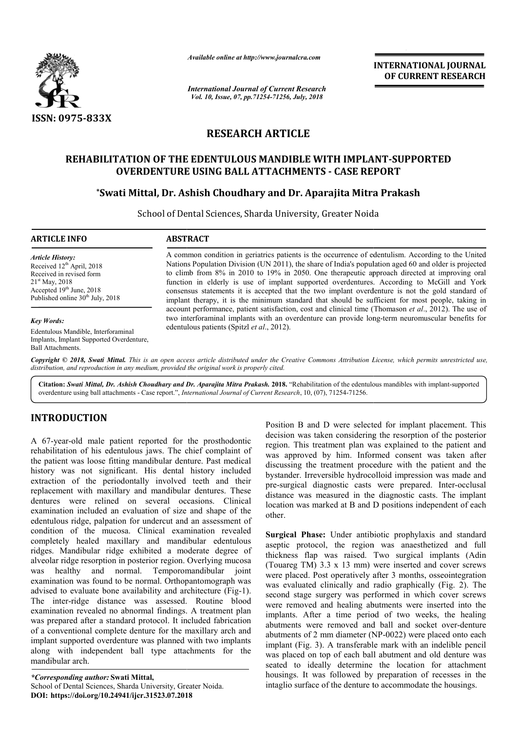ISSN: 0975-833X

*Available online at http://www.journalcra.com*

*International Journal of Current Research*
*Vol. 10, Issue, 07, pp.71254-71256, July, 2018*

**INTERNATIONAL JOURNAL OF CURRENT RESEARCH**

# RESEARCH ARTICLE

# REHABILITATION OF THE EDENTULOUS MANDIBLE WITH IMPLANT-SUPPORTED OVERDENTURE USING BALL ATTACHMENTS - CASE REPORT

**\*Swati Mittal, Dr. Ashish Choudhary and Dr. Aparajita Mitra Prakash**

School of Dental Sciences, Sharda University, Greater Noida

## ARTICLE INFO

*Article History:*
Received 12th April, 2018
Received in revised form
21st May, 2018
Accepted 19th June, 2018
Published online 30th July, 2018

*Key Words:*
Edentulous Mandible, Interforaminal Implants, Implant Supported Overdenture, Ball Attachments.

## ABSTRACT

A common condition in geriatrics patients is the occurrence of edentulism. According to the United Nations Population Division (UN 2011), the share of India's population aged 60 and older is projected to climb from 8% in 2010 to 19% in 2050. One therapeutic approach directed at improving oral function in elderly is use of implant supported overdentures. According to McGill and York consensus statements it is accepted that the two implant overdenture is not the gold standard of implant therapy, it is the minimum standard that should be sufficient for most people, taking in account performance, patient satisfaction, cost and clinical time (Thomason *et al*., 2012). The use of two interforaminal implants with an overdenture can provide long-term neuromuscular benefits for edentulous patients (Spitzl *et al*., 2012).

*Copyright © 2018, Swati Mittal. This is an open access article distributed under the Creative Commons Attribution License, which permits unrestricted use, distribution, and reproduction in any medium, provided the original work is properly cited.*

**Citation:** *Swati Mittal, Dr. Ashish Choudhary and Dr. Aparajita Mitra Prakash.* **2018.** "Rehabilitation of the edentulous mandibles with implant-supported overdenture using ball attachments - Case report.", *International Journal of Current Research*, 10, (07), 71254-71256.

## INTRODUCTION

A 67-year-old male patient reported for the prosthodontic rehabilitation of his edentulous jaws. The chief complaint of the patient was loose fitting mandibular denture. Past medical history was not significant. His dental history included extraction of the periodontally involved teeth and their replacement with maxillary and mandibular dentures. These dentures were relined on several occasions. Clinical examination included an evaluation of size and shape of the edentulous ridge, palpation for undercut and an assessment of condition of the mucosa. Clinical examination revealed completely healed maxillary and mandibular edentulous ridges. Mandibular ridge exhibited a moderate degree of alveolar ridge resorption in posterior region. Overlying mucosa was healthy and normal. Temporomandibular joint examination was found to be normal. Orthopantomograph was advised to evaluate bone availability and architecture (Fig-1). The inter-ridge distance was assessed. Routine blood examination revealed no abnormal findings. A treatment plan was prepared after a standard protocol. It included fabrication of a conventional complete denture for the maxillary arch and implant supported overdenture was planned with two implants along with independent ball type attachments for the mandibular arch.

*\*Corresponding author:* **Swati Mittal,**
School of Dental Sciences, Sharda University, Greater Noida.
**DOI: https://doi.org/10.24941/ijcr.31523.07.2018**

Position B and D were selected for implant placement. This decision was taken considering the resorption of the posterior region. This treatment plan was explained to the patient and was approved by him. Informed consent was taken after discussing the treatment procedure with the patient and the bystander. Irreversible hydrocolloid impression was made and pre-surgical diagnostic casts were prepared. Inter-occlusal distance was measured in the diagnostic casts. The implant location was marked at B and D positions independent of each other.

**Surgical Phase:** Under antibiotic prophylaxis and standard aseptic protocol, the region was anaesthetized and full thickness flap was raised. Two surgical implants (Adin (Touareg TM) 3.3 x 13 mm) were inserted and cover screws were placed. Post operatively after 3 months, osseointegration was evaluated clinically and radio graphically (Fig. 2). The second stage surgery was performed in which cover screws were removed and healing abutments were inserted into the implants. After a time period of two weeks, the healing abutments were removed and ball and socket over-denture abutments of 2 mm diameter (NP-0022) were placed onto each implant (Fig. 3). A transferable mark with an indelible pencil was placed on top of each ball abutment and old denture was seated to ideally determine the location for attachment housings. It was followed by preparation of recesses in the intaglio surface of the denture to accommodate the housings.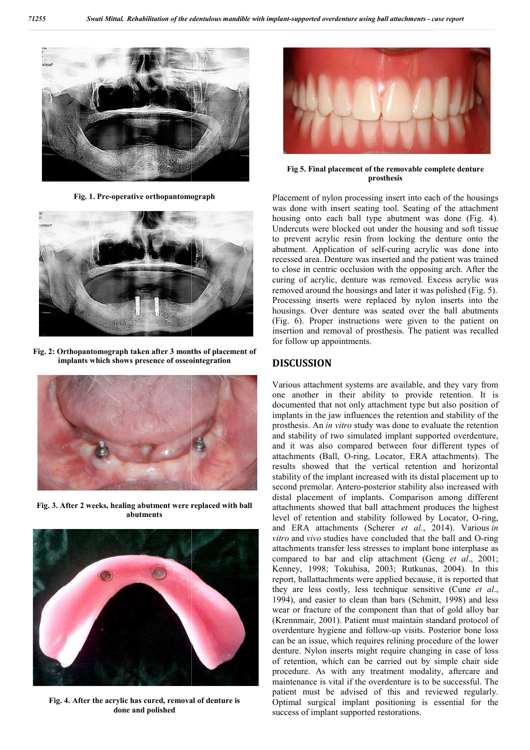Fig. 1. Pre-operative orthopantomograph

Fig. 2: Orthopantomograph taken after 3 months of placement of implants which shows presence of osseointegration

Fig. 3. After 2 weeks, healing abutment were replaced with ball abutments

Fig. 4. After the acrylic has cured, removal of denture is done and polished

Fig 5. Final placement of the removable complete denture prosthesis

Placement of nylon processing insert into each of the housings was done with insert seating tool. Seating of the attachment housing onto each ball type abutment was done (Fig. 4). Undercuts were blocked out under the housing and soft tissue to prevent acrylic resin from locking the denture onto the abutment. Application of self-curing acrylic was done into recessed area. Denture was inserted and the patient was trained to close in centric occlusion with the opposing arch. After the curing of acrylic, denture was removed. Excess acrylic was removed around the housings and later it was polished (Fig. 5). Processing inserts were replaced by nylon inserts into the housings. Over denture was seated over the ball abutments (Fig. 6). Proper instructions were given to the patient on insertion and removal of prosthesis. The patient was recalled for follow up appointments.

## DISCUSSION

Various attachment systems are available, and they vary from one another in their ability to provide retention. It is documented that not only attachment type but also position of implants in the jaw influences the retention and stability of the prosthesis. An *in vitro* study was done to evaluate the retention and stability of two simulated implant supported overdenture, and it was also compared between four different types of attachments (Ball, O-ring, Locator, ERA attachments). The results showed that the vertical retention and horizontal stability of the implant increased with its distal placement up to second premolar. Antero-posterior stability also increased with distal placement of implants. Comparison among different attachments showed that ball attachment produces the highest level of retention and stability followed by Locator, O-ring, and ERA attachments (Scherer *et al*., 2014). Various *in vitro* and *vivo* studies have concluded that the ball and O-ring attachments transfer less stresses to implant bone interphase as compared to bar and clip attachment (Geng *et al*., 2001; Kenney, 1998; Tokuhisa, 2003; Rutkunas, 2004). In this report, ballattachments were applied because, it is reported that they are less costly, less technique sensitive (Cune *et al*., 1994), and easier to clean than bars (Schmitt, 1998) and less wear or fracture of the component than that of gold alloy bar (Krennmair, 2001). Patient must maintain standard protocol of overdenture hygiene and follow-up visits. Posterior bone loss can be an issue, which requires relining procedure of the lower denture. Nylon inserts might require changing in case of loss of retention, which can be carried out by simple chair side procedure. As with any treatment modality, aftercare and maintenance is vital if the overdenture is to be successful. The patient must be advised of this and reviewed regularly. Optimal surgical implant positioning is essential for the success of implant supported restorations.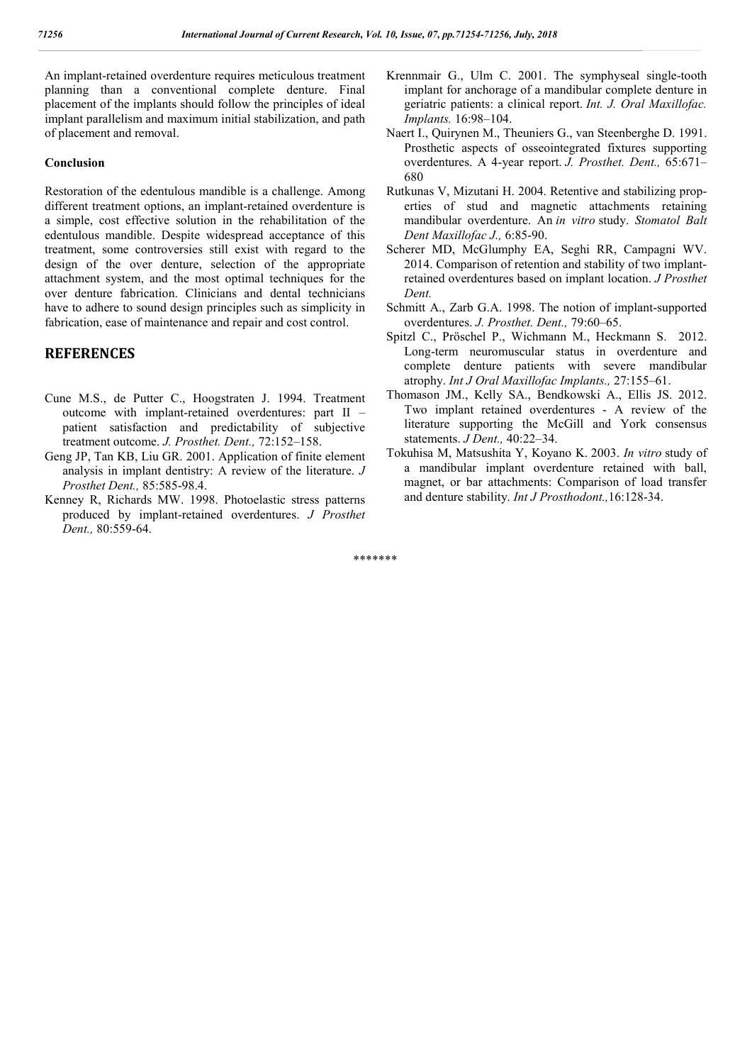An implant-retained overdenture requires meticulous treatment planning than a conventional complete denture. Final placement of the implants should follow the principles of ideal implant parallelism and maximum initial stabilization, and path of placement and removal.

### Conclusion

Restoration of the edentulous mandible is a challenge. Among different treatment options, an implant-retained overdenture is a simple, cost effective solution in the rehabilitation of the edentulous mandible. Despite widespread acceptance of this treatment, some controversies still exist with regard to the design of the over denture, selection of the appropriate attachment system, and the most optimal techniques for the over denture fabrication. Clinicians and dental technicians have to adhere to sound design principles such as simplicity in fabrication, ease of maintenance and repair and cost control.

## REFERENCES

Cune M.S., de Putter C., Hoogstraten J. 1994. Treatment outcome with implant-retained overdentures: part II – patient satisfaction and predictability of subjective treatment outcome. *J. Prosthet. Dent.,* 72:152–158.

Geng JP, Tan KB, Liu GR. 2001. Application of finite element analysis in implant dentistry: A review of the literature. *J Prosthet Dent.,* 85:585-98.4.

Kenney R, Richards MW. 1998. Photoelastic stress patterns produced by implant-retained overdentures. *J Prosthet Dent.,* 80:559-64.

Krennmair G., Ulm C. 2001. The symphyseal single-tooth implant for anchorage of a mandibular complete denture in geriatric patients: a clinical report. *Int. J. Oral Maxillofac. Implants.* 16:98–104.

Naert I., Quirynen M., Theuniers G., van Steenberghe D. 1991. Prosthetic aspects of osseointegrated fixtures supporting overdentures. A 4-year report. *J. Prosthet. Dent.,* 65:671–680

Rutkunas V, Mizutani H. 2004. Retentive and stabilizing properties of stud and magnetic attachments retaining mandibular overdenture. An *in vitro* study. *Stomatol Balt Dent Maxillofac J.,* 6:85-90.

Scherer MD, McGlumphy EA, Seghi RR, Campagni WV. 2014. Comparison of retention and stability of two implant-retained overdentures based on implant location. *J Prosthet Dent.*

Schmitt A., Zarb G.A. 1998. The notion of implant-supported overdentures. *J. Prosthet. Dent.,* 79:60–65.

Spitzl C., Pröschel P., Wichmann M., Heckmann S. 2012. Long-term neuromuscular status in overdenture and complete denture patients with severe mandibular atrophy. *Int J Oral Maxillofac Implants.,* 27:155–61.

Thomason JM., Kelly SA., Bendkowski A., Ellis JS. 2012. Two implant retained overdentures - A review of the literature supporting the McGill and York consensus statements. *J Dent.,* 40:22–34.

Tokuhisa M, Matsushita Y, Koyano K. 2003. *In vitro* study of a mandibular implant overdenture retained with ball, magnet, or bar attachments: Comparison of load transfer and denture stability. *Int J Prosthodont.,*16:128-34.

\*\*\*\*\*\*\*